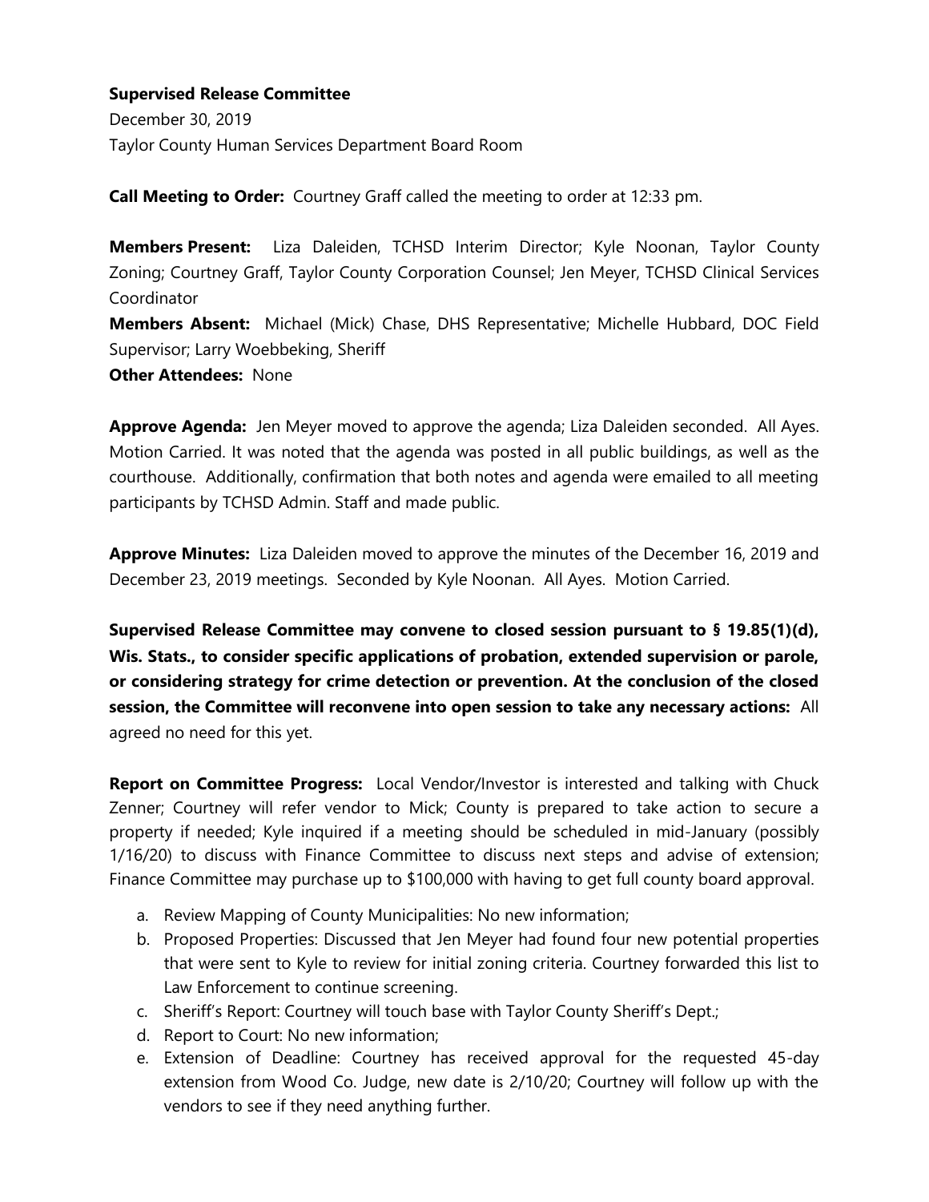**Supervised Release Committee**

December 30, 2019

Taylor County Human Services Department Board Room

**Call Meeting to Order:** Courtney Graff called the meeting to order at 12:33 pm.

**Members Present:** Liza Daleiden, TCHSD Interim Director; Kyle Noonan, Taylor County Zoning; Courtney Graff, Taylor County Corporation Counsel; Jen Meyer, TCHSD Clinical Services Coordinator

**Members Absent:** Michael (Mick) Chase, DHS Representative; Michelle Hubbard, DOC Field Supervisor; Larry Woebbeking, Sheriff

**Other Attendees:** None

**Approve Agenda:** Jen Meyer moved to approve the agenda; Liza Daleiden seconded. All Ayes. Motion Carried. It was noted that the agenda was posted in all public buildings, as well as the courthouse. Additionally, confirmation that both notes and agenda were emailed to all meeting participants by TCHSD Admin. Staff and made public.

**Approve Minutes:** Liza Daleiden moved to approve the minutes of the December 16, 2019 and December 23, 2019 meetings. Seconded by Kyle Noonan. All Ayes. Motion Carried.

**Supervised Release Committee may convene to closed session pursuant to § 19.85(1)(d), Wis. Stats., to consider specific applications of probation, extended supervision or parole, or considering strategy for crime detection or prevention. At the conclusion of the closed session, the Committee will reconvene into open session to take any necessary actions:** All agreed no need for this yet.

**Report on Committee Progress:** Local Vendor/Investor is interested and talking with Chuck Zenner; Courtney will refer vendor to Mick; County is prepared to take action to secure a property if needed; Kyle inquired if a meeting should be scheduled in mid-January (possibly 1/16/20) to discuss with Finance Committee to discuss next steps and advise of extension; Finance Committee may purchase up to $100,000 with having to get full county board approval.

a. Review Mapping of County Municipalities: No new information;
b. Proposed Properties: Discussed that Jen Meyer had found four new potential properties that were sent to Kyle to review for initial zoning criteria. Courtney forwarded this list to Law Enforcement to continue screening.
c. Sheriff's Report: Courtney will touch base with Taylor County Sheriff's Dept.;
d. Report to Court: No new information;
e. Extension of Deadline: Courtney has received approval for the requested 45-day extension from Wood Co. Judge, new date is 2/10/20; Courtney will follow up with the vendors to see if they need anything further.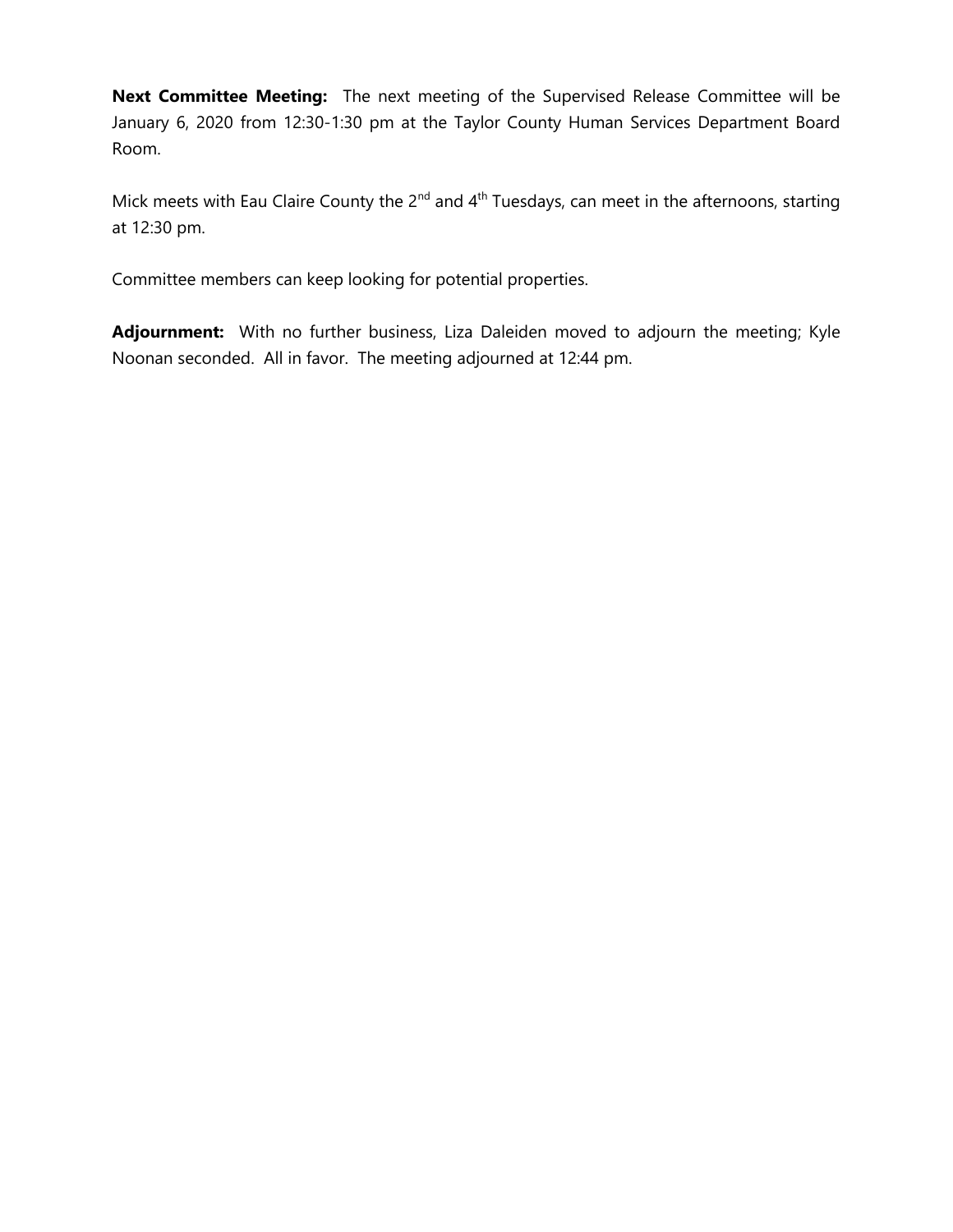**Next Committee Meeting:** The next meeting of the Supervised Release Committee will be January 6, 2020 from 12:30-1:30 pm at the Taylor County Human Services Department Board Room.

Mick meets with Eau Claire County the 2nd and 4th Tuesdays, can meet in the afternoons, starting at 12:30 pm.

Committee members can keep looking for potential properties.

**Adjournment:** With no further business, Liza Daleiden moved to adjourn the meeting; Kyle Noonan seconded. All in favor. The meeting adjourned at 12:44 pm.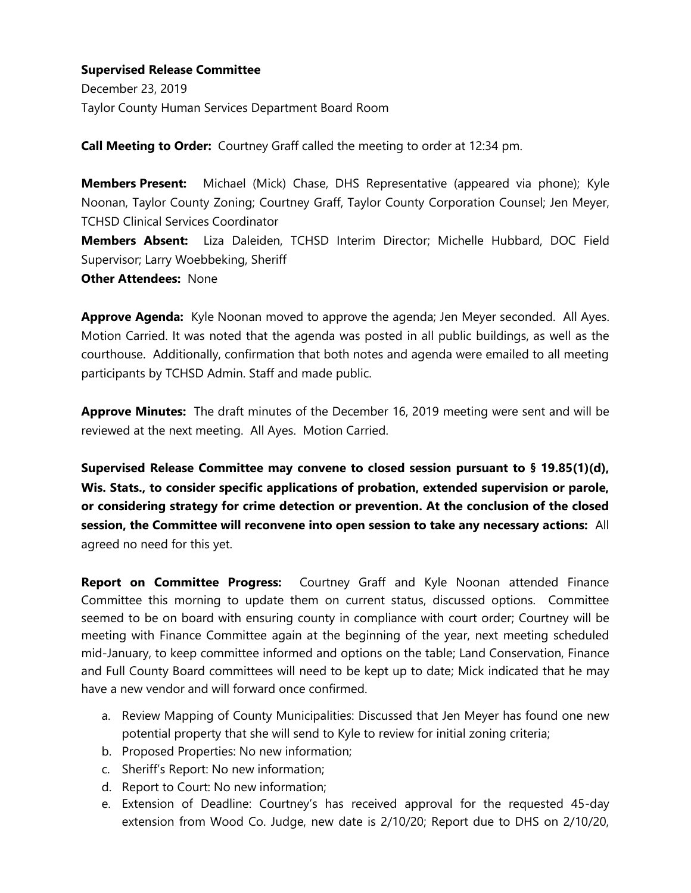**Supervised Release Committee**

December 23, 2019

Taylor County Human Services Department Board Room

**Call Meeting to Order:** Courtney Graff called the meeting to order at 12:34 pm.

**Members Present:** Michael (Mick) Chase, DHS Representative (appeared via phone); Kyle Noonan, Taylor County Zoning; Courtney Graff, Taylor County Corporation Counsel; Jen Meyer, TCHSD Clinical Services Coordinator

**Members Absent:** Liza Daleiden, TCHSD Interim Director; Michelle Hubbard, DOC Field Supervisor; Larry Woebbeking, Sheriff

**Other Attendees:** None

**Approve Agenda:** Kyle Noonan moved to approve the agenda; Jen Meyer seconded. All Ayes. Motion Carried. It was noted that the agenda was posted in all public buildings, as well as the courthouse. Additionally, confirmation that both notes and agenda were emailed to all meeting participants by TCHSD Admin. Staff and made public.

**Approve Minutes:** The draft minutes of the December 16, 2019 meeting were sent and will be reviewed at the next meeting. All Ayes. Motion Carried.

**Supervised Release Committee may convene to closed session pursuant to § 19.85(1)(d), Wis. Stats., to consider specific applications of probation, extended supervision or parole, or considering strategy for crime detection or prevention. At the conclusion of the closed session, the Committee will reconvene into open session to take any necessary actions:** All agreed no need for this yet.

**Report on Committee Progress:** Courtney Graff and Kyle Noonan attended Finance Committee this morning to update them on current status, discussed options. Committee seemed to be on board with ensuring county in compliance with court order; Courtney will be meeting with Finance Committee again at the beginning of the year, next meeting scheduled mid-January, to keep committee informed and options on the table; Land Conservation, Finance and Full County Board committees will need to be kept up to date; Mick indicated that he may have a new vendor and will forward once confirmed.

a. Review Mapping of County Municipalities: Discussed that Jen Meyer has found one new potential property that she will send to Kyle to review for initial zoning criteria;
b. Proposed Properties: No new information;
c. Sheriff's Report: No new information;
d. Report to Court: No new information;
e. Extension of Deadline: Courtney's has received approval for the requested 45-day extension from Wood Co. Judge, new date is 2/10/20; Report due to DHS on 2/10/20,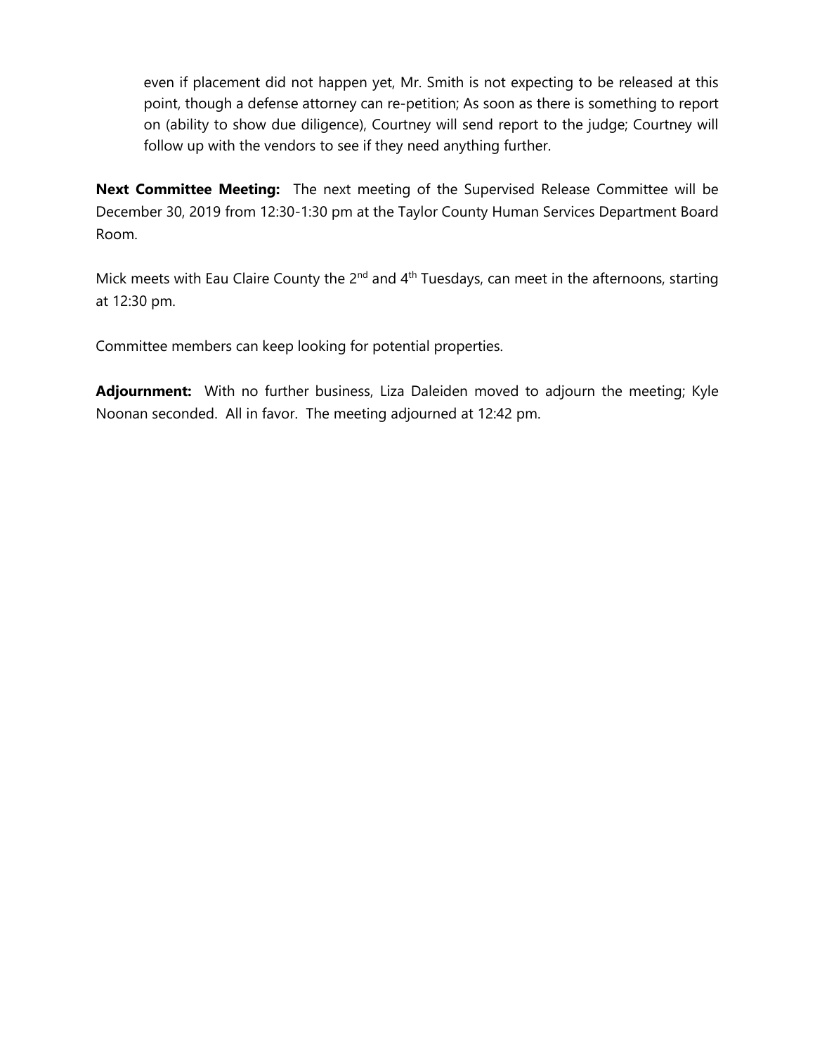even if placement did not happen yet, Mr. Smith is not expecting to be released at this point, though a defense attorney can re-petition; As soon as there is something to report on (ability to show due diligence), Courtney will send report to the judge; Courtney will follow up with the vendors to see if they need anything further.

**Next Committee Meeting:** The next meeting of the Supervised Release Committee will be December 30, 2019 from 12:30-1:30 pm at the Taylor County Human Services Department Board Room.

Mick meets with Eau Claire County the 2nd and 4th Tuesdays, can meet in the afternoons, starting at 12:30 pm.

Committee members can keep looking for potential properties.

**Adjournment:** With no further business, Liza Daleiden moved to adjourn the meeting; Kyle Noonan seconded. All in favor. The meeting adjourned at 12:42 pm.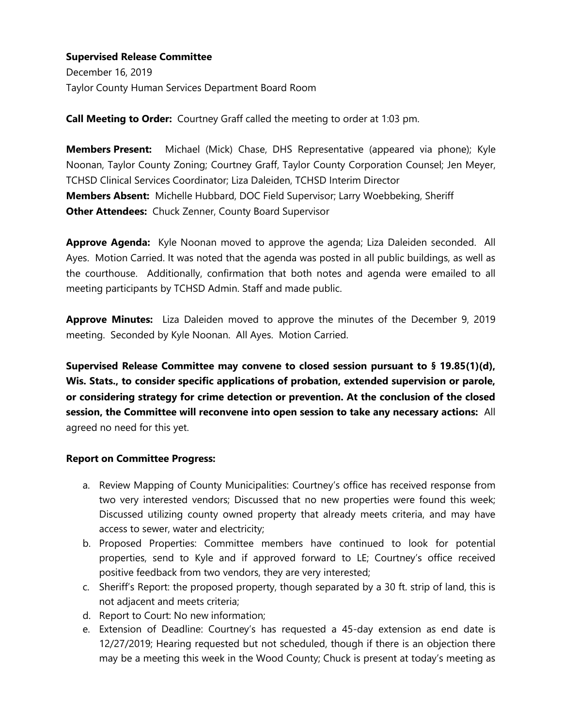**Supervised Release Committee**

December 16, 2019

Taylor County Human Services Department Board Room

**Call Meeting to Order:** Courtney Graff called the meeting to order at 1:03 pm.

**Members Present:** Michael (Mick) Chase, DHS Representative (appeared via phone); Kyle Noonan, Taylor County Zoning; Courtney Graff, Taylor County Corporation Counsel; Jen Meyer, TCHSD Clinical Services Coordinator; Liza Daleiden, TCHSD Interim Director

**Members Absent:** Michelle Hubbard, DOC Field Supervisor; Larry Woebbeking, Sheriff

**Other Attendees:** Chuck Zenner, County Board Supervisor

**Approve Agenda:** Kyle Noonan moved to approve the agenda; Liza Daleiden seconded. All Ayes. Motion Carried. It was noted that the agenda was posted in all public buildings, as well as the courthouse. Additionally, confirmation that both notes and agenda were emailed to all meeting participants by TCHSD Admin. Staff and made public.

**Approve Minutes:** Liza Daleiden moved to approve the minutes of the December 9, 2019 meeting. Seconded by Kyle Noonan. All Ayes. Motion Carried.

**Supervised Release Committee may convene to closed session pursuant to § 19.85(1)(d), Wis. Stats., to consider specific applications of probation, extended supervision or parole, or considering strategy for crime detection or prevention. At the conclusion of the closed session, the Committee will reconvene into open session to take any necessary actions:** All agreed no need for this yet.

**Report on Committee Progress:**

a. Review Mapping of County Municipalities: Courtney's office has received response from two very interested vendors; Discussed that no new properties were found this week; Discussed utilizing county owned property that already meets criteria, and may have access to sewer, water and electricity;

b. Proposed Properties: Committee members have continued to look for potential properties, send to Kyle and if approved forward to LE; Courtney's office received positive feedback from two vendors, they are very interested;

c. Sheriff's Report: the proposed property, though separated by a 30 ft. strip of land, this is not adjacent and meets criteria;

d. Report to Court: No new information;

e. Extension of Deadline: Courtney's has requested a 45-day extension as end date is 12/27/2019; Hearing requested but not scheduled, though if there is an objection there may be a meeting this week in the Wood County; Chuck is present at today's meeting as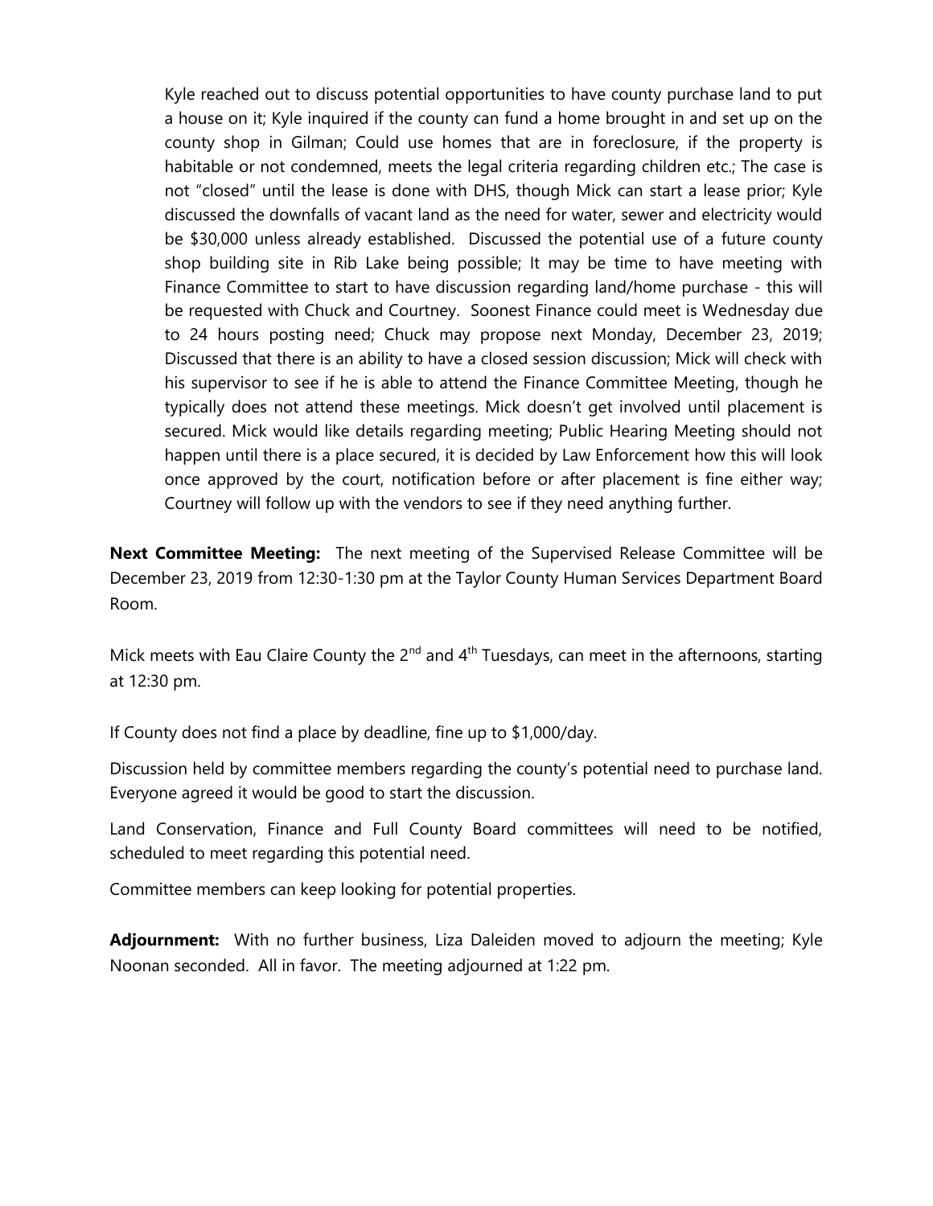Kyle reached out to discuss potential opportunities to have county purchase land to put a house on it; Kyle inquired if the county can fund a home brought in and set up on the county shop in Gilman; Could use homes that are in foreclosure, if the property is habitable or not condemned, meets the legal criteria regarding children etc.; The case is not "closed" until the lease is done with DHS, though Mick can start a lease prior; Kyle discussed the downfalls of vacant land as the need for water, sewer and electricity would be $30,000 unless already established. Discussed the potential use of a future county shop building site in Rib Lake being possible; It may be time to have meeting with Finance Committee to start to have discussion regarding land/home purchase - this will be requested with Chuck and Courtney. Soonest Finance could meet is Wednesday due to 24 hours posting need; Chuck may propose next Monday, December 23, 2019; Discussed that there is an ability to have a closed session discussion; Mick will check with his supervisor to see if he is able to attend the Finance Committee Meeting, though he typically does not attend these meetings. Mick doesn't get involved until placement is secured. Mick would like details regarding meeting; Public Hearing Meeting should not happen until there is a place secured, it is decided by Law Enforcement how this will look once approved by the court, notification before or after placement is fine either way; Courtney will follow up with the vendors to see if they need anything further.

**Next Committee Meeting:** The next meeting of the Supervised Release Committee will be December 23, 2019 from 12:30-1:30 pm at the Taylor County Human Services Department Board Room.

Mick meets with Eau Claire County the 2nd and 4th Tuesdays, can meet in the afternoons, starting at 12:30 pm.

If County does not find a place by deadline, fine up to $1,000/day.

Discussion held by committee members regarding the county's potential need to purchase land. Everyone agreed it would be good to start the discussion.

Land Conservation, Finance and Full County Board committees will need to be notified, scheduled to meet regarding this potential need.

Committee members can keep looking for potential properties.

**Adjournment:** With no further business, Liza Daleiden moved to adjourn the meeting; Kyle Noonan seconded. All in favor. The meeting adjourned at 1:22 pm.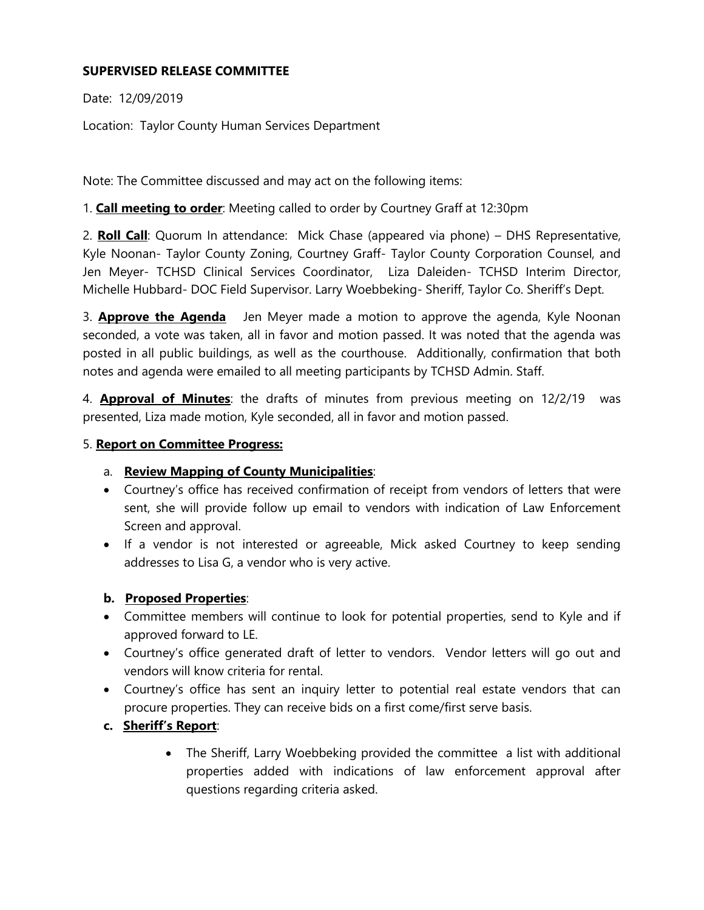**SUPERVISED RELEASE COMMITTEE**

Date: 12/09/2019

Location: Taylor County Human Services Department

Note: The Committee discussed and may act on the following items:

1. **Call meeting to order**: Meeting called to order by Courtney Graff at 12:30pm

2. **Roll Call**: Quorum In attendance: Mick Chase (appeared via phone) – DHS Representative, Kyle Noonan- Taylor County Zoning, Courtney Graff- Taylor County Corporation Counsel, and Jen Meyer- TCHSD Clinical Services Coordinator, Liza Daleiden- TCHSD Interim Director, Michelle Hubbard- DOC Field Supervisor. Larry Woebbeking- Sheriff, Taylor Co. Sheriff's Dept.

3. **Approve the Agenda** Jen Meyer made a motion to approve the agenda, Kyle Noonan seconded, a vote was taken, all in favor and motion passed. It was noted that the agenda was posted in all public buildings, as well as the courthouse. Additionally, confirmation that both notes and agenda were emailed to all meeting participants by TCHSD Admin. Staff.

4. **Approval of Minutes**: the drafts of minutes from previous meeting on 12/2/19 was presented, Liza made motion, Kyle seconded, all in favor and motion passed.

5. **Report on Committee Progress:**

   a. **Review Mapping of County Municipalities**:

   - Courtney's office has received confirmation of receipt from vendors of letters that were sent, she will provide follow up email to vendors with indication of Law Enforcement Screen and approval.
   - If a vendor is not interested or agreeable, Mick asked Courtney to keep sending addresses to Lisa G, a vendor who is very active.

   **b. Proposed Properties**:

   - Committee members will continue to look for potential properties, send to Kyle and if approved forward to LE.
   - Courtney's office generated draft of letter to vendors. Vendor letters will go out and vendors will know criteria for rental.
   - Courtney's office has sent an inquiry letter to potential real estate vendors that can procure properties. They can receive bids on a first come/first serve basis.

   **c. Sheriff's Report**:

   - The Sheriff, Larry Woebbeking provided the committee a list with additional properties added with indications of law enforcement approval after questions regarding criteria asked.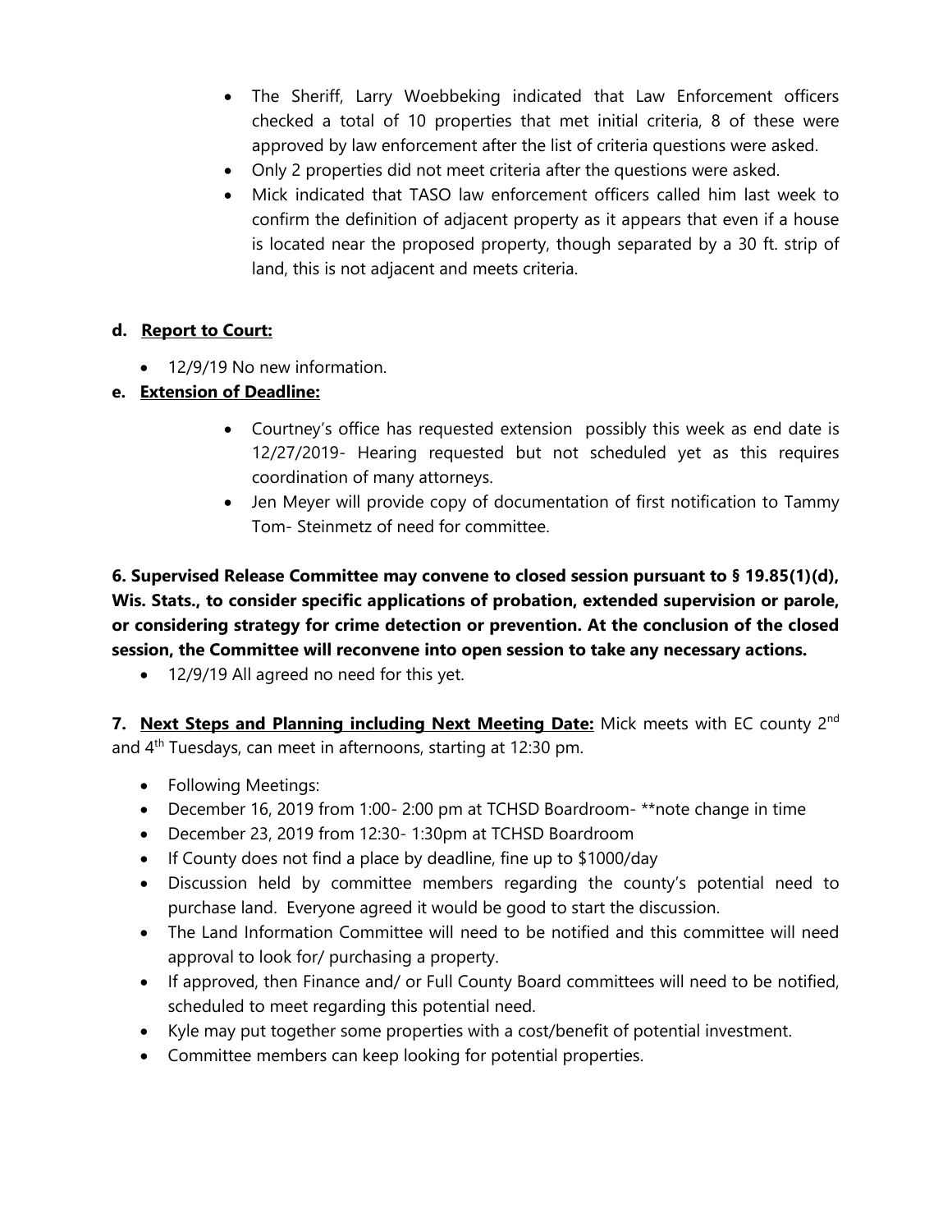- The Sheriff, Larry Woebbeking indicated that Law Enforcement officers checked a total of 10 properties that met initial criteria, 8 of these were approved by law enforcement after the list of criteria questions were asked.
- Only 2 properties did not meet criteria after the questions were asked.
- Mick indicated that TASO law enforcement officers called him last week to confirm the definition of adjacent property as it appears that even if a house is located near the proposed property, though separated by a 30 ft. strip of land, this is not adjacent and meets criteria.

**d. Report to Court:**

- 12/9/19 No new information.

**e. Extension of Deadline:**

- Courtney's office has requested extension possibly this week as end date is 12/27/2019- Hearing requested but not scheduled yet as this requires coordination of many attorneys.
- Jen Meyer will provide copy of documentation of first notification to Tammy Tom- Steinmetz of need for committee.

**6. Supervised Release Committee may convene to closed session pursuant to § 19.85(1)(d), Wis. Stats., to consider specific applications of probation, extended supervision or parole, or considering strategy for crime detection or prevention. At the conclusion of the closed session, the Committee will reconvene into open session to take any necessary actions.**

- 12/9/19 All agreed no need for this yet.

**7. Next Steps and Planning including Next Meeting Date:** Mick meets with EC county 2nd and 4th Tuesdays, can meet in afternoons, starting at 12:30 pm.

- Following Meetings:
- December 16, 2019 from 1:00- 2:00 pm at TCHSD Boardroom- **note change in time
- December 23, 2019 from 12:30- 1:30pm at TCHSD Boardroom
- If County does not find a place by deadline, fine up to $1000/day
- Discussion held by committee members regarding the county's potential need to purchase land. Everyone agreed it would be good to start the discussion.
- The Land Information Committee will need to be notified and this committee will need approval to look for/ purchasing a property.
- If approved, then Finance and/ or Full County Board committees will need to be notified, scheduled to meet regarding this potential need.
- Kyle may put together some properties with a cost/benefit of potential investment.
- Committee members can keep looking for potential properties.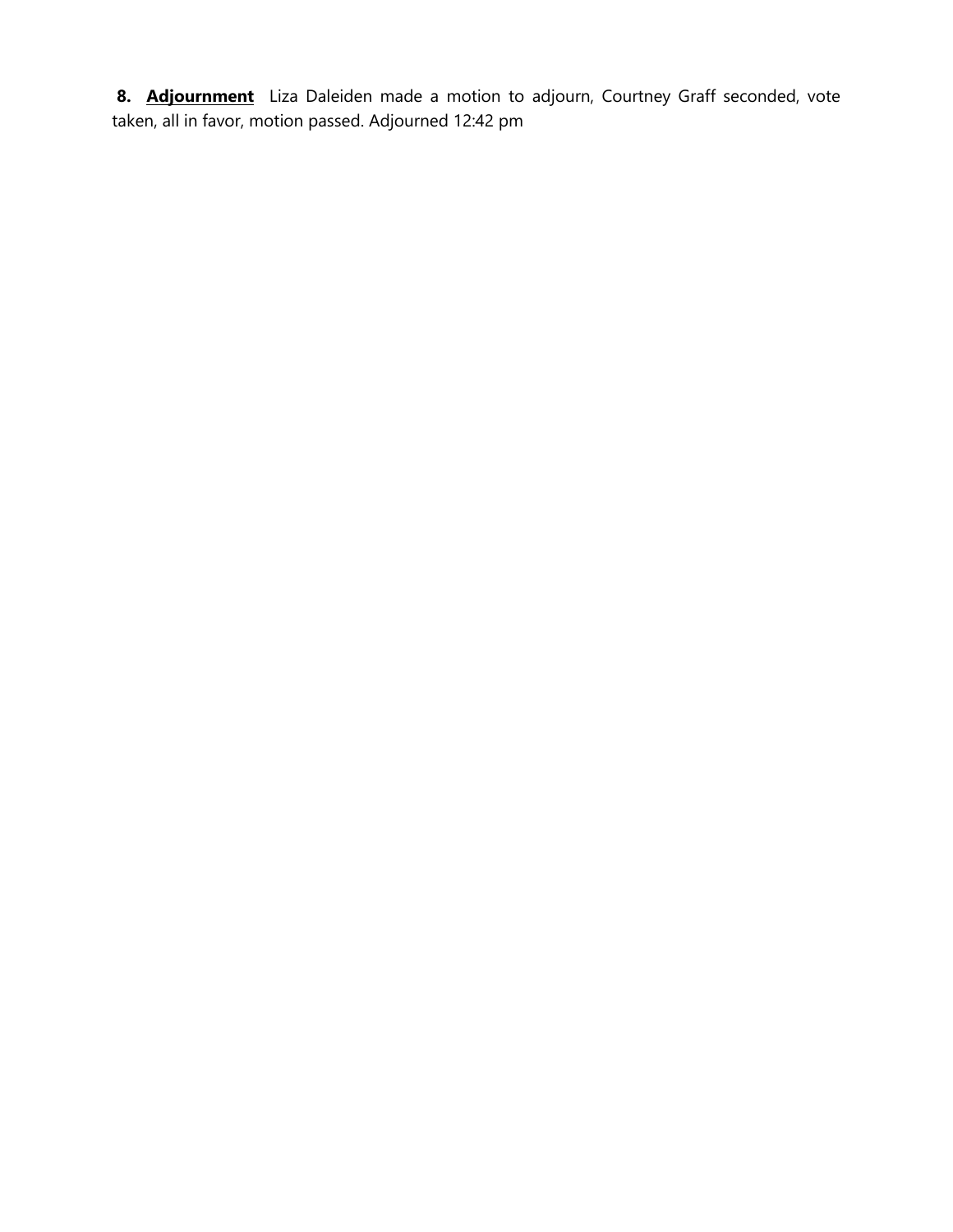**8. <u>Adjournment</u>** Liza Daleiden made a motion to adjourn, Courtney Graff seconded, vote taken, all in favor, motion passed. Adjourned 12:42 pm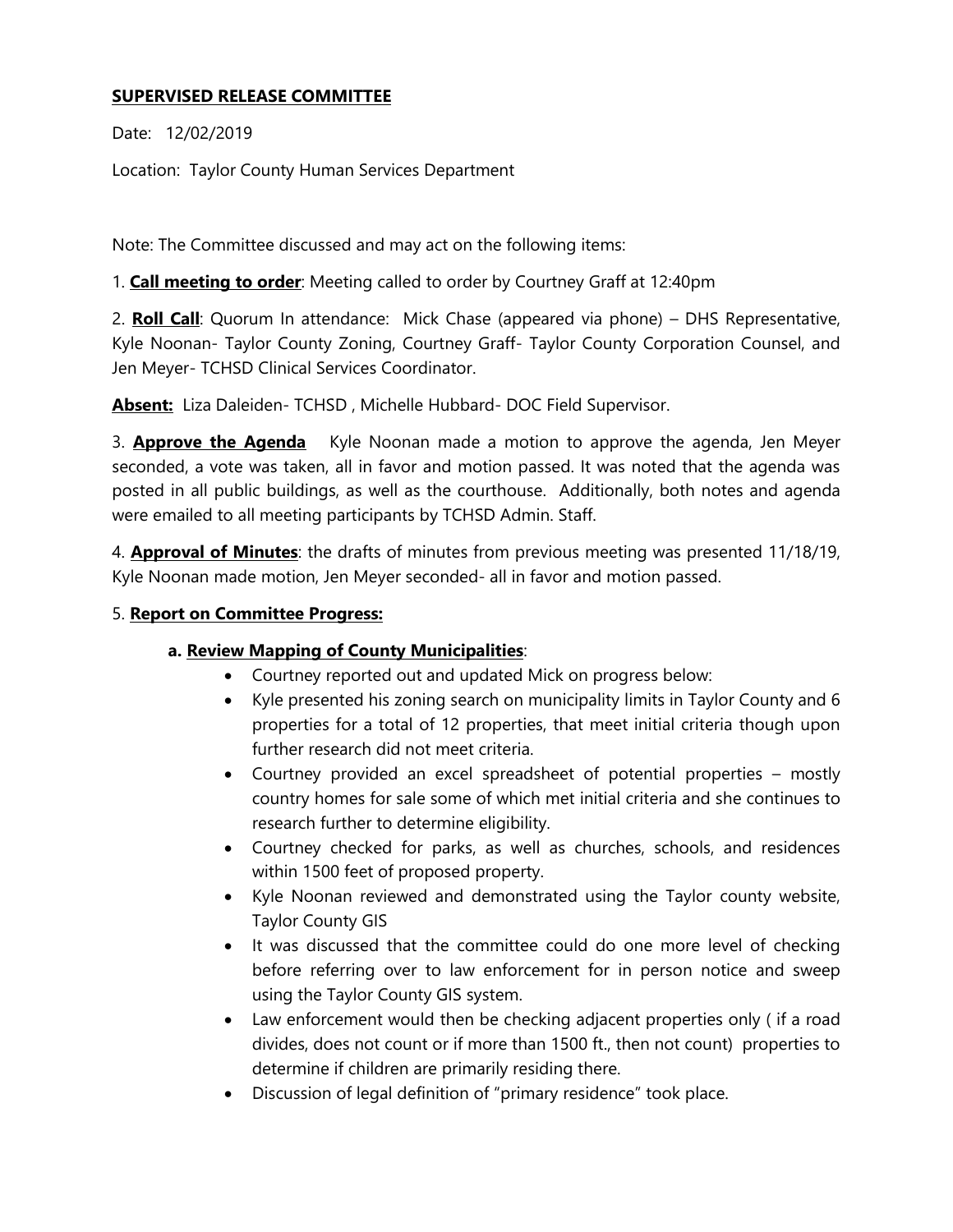**SUPERVISED RELEASE COMMITTEE**

Date: 12/02/2019

Location: Taylor County Human Services Department

Note: The Committee discussed and may act on the following items:

1. **Call meeting to order**: Meeting called to order by Courtney Graff at 12:40pm

2. **Roll Call**: Quorum In attendance: Mick Chase (appeared via phone) – DHS Representative, Kyle Noonan- Taylor County Zoning, Courtney Graff- Taylor County Corporation Counsel, and Jen Meyer- TCHSD Clinical Services Coordinator.

**Absent:** Liza Daleiden- TCHSD , Michelle Hubbard- DOC Field Supervisor.

3. **Approve the Agenda** Kyle Noonan made a motion to approve the agenda, Jen Meyer seconded, a vote was taken, all in favor and motion passed. It was noted that the agenda was posted in all public buildings, as well as the courthouse. Additionally, both notes and agenda were emailed to all meeting participants by TCHSD Admin. Staff.

4. **Approval of Minutes**: the drafts of minutes from previous meeting was presented 11/18/19, Kyle Noonan made motion, Jen Meyer seconded- all in favor and motion passed.

5. **Report on Committee Progress:**

**a. Review Mapping of County Municipalities**:

- Courtney reported out and updated Mick on progress below:
- Kyle presented his zoning search on municipality limits in Taylor County and 6 properties for a total of 12 properties, that meet initial criteria though upon further research did not meet criteria.
- Courtney provided an excel spreadsheet of potential properties – mostly country homes for sale some of which met initial criteria and she continues to research further to determine eligibility.
- Courtney checked for parks, as well as churches, schools, and residences within 1500 feet of proposed property.
- Kyle Noonan reviewed and demonstrated using the Taylor county website, Taylor County GIS
- It was discussed that the committee could do one more level of checking before referring over to law enforcement for in person notice and sweep using the Taylor County GIS system.
- Law enforcement would then be checking adjacent properties only ( if a road divides, does not count or if more than 1500 ft., then not count) properties to determine if children are primarily residing there.
- Discussion of legal definition of "primary residence" took place.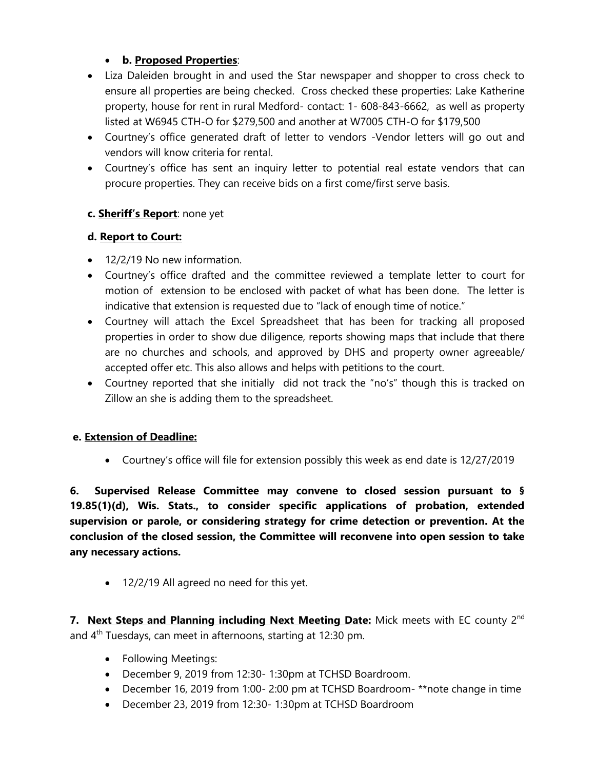- **b. Proposed Properties**:
- Liza Daleiden brought in and used the Star newspaper and shopper to cross check to ensure all properties are being checked. Cross checked these properties: Lake Katherine property, house for rent in rural Medford- contact: 1- 608-843-6662, as well as property listed at W6945 CTH-O for $279,500 and another at W7005 CTH-O for $179,500
- Courtney's office generated draft of letter to vendors -Vendor letters will go out and vendors will know criteria for rental.
- Courtney's office has sent an inquiry letter to potential real estate vendors that can procure properties. They can receive bids on a first come/first serve basis.

**c. Sheriff's Report**: none yet

**d. Report to Court:**

- 12/2/19 No new information.
- Courtney's office drafted and the committee reviewed a template letter to court for motion of extension to be enclosed with packet of what has been done. The letter is indicative that extension is requested due to "lack of enough time of notice."
- Courtney will attach the Excel Spreadsheet that has been for tracking all proposed properties in order to show due diligence, reports showing maps that include that there are no churches and schools, and approved by DHS and property owner agreeable/ accepted offer etc. This also allows and helps with petitions to the court.
- Courtney reported that she initially did not track the "no's" though this is tracked on Zillow an she is adding them to the spreadsheet.

**e. Extension of Deadline:**

- Courtney's office will file for extension possibly this week as end date is 12/27/2019

**6. Supervised Release Committee may convene to closed session pursuant to § 19.85(1)(d), Wis. Stats., to consider specific applications of probation, extended supervision or parole, or considering strategy for crime detection or prevention. At the conclusion of the closed session, the Committee will reconvene into open session to take any necessary actions.**

- 12/2/19 All agreed no need for this yet.

**7. Next Steps and Planning including Next Meeting Date:** Mick meets with EC county 2nd and 4th Tuesdays, can meet in afternoons, starting at 12:30 pm.

- Following Meetings:
- December 9, 2019 from 12:30- 1:30pm at TCHSD Boardroom.
- December 16, 2019 from 1:00- 2:00 pm at TCHSD Boardroom- **note change in time
- December 23, 2019 from 12:30- 1:30pm at TCHSD Boardroom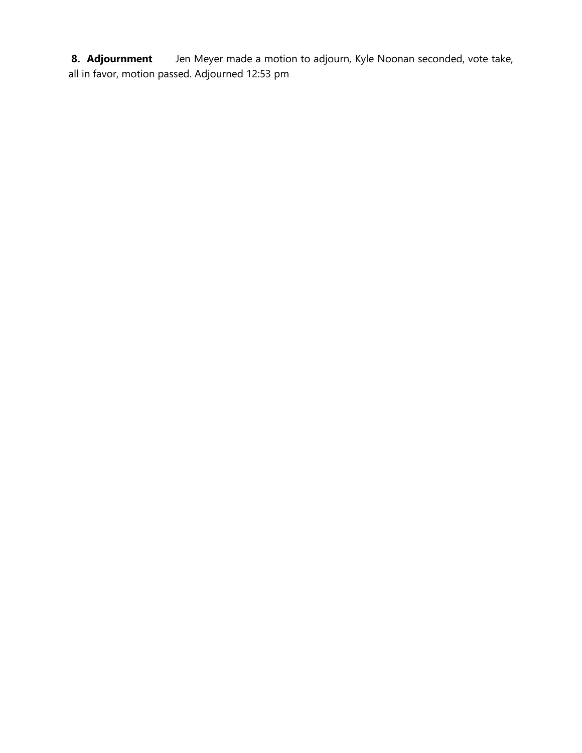**8. <u>Adjournment</u>** Jen Meyer made a motion to adjourn, Kyle Noonan seconded, vote take, all in favor, motion passed. Adjourned 12:53 pm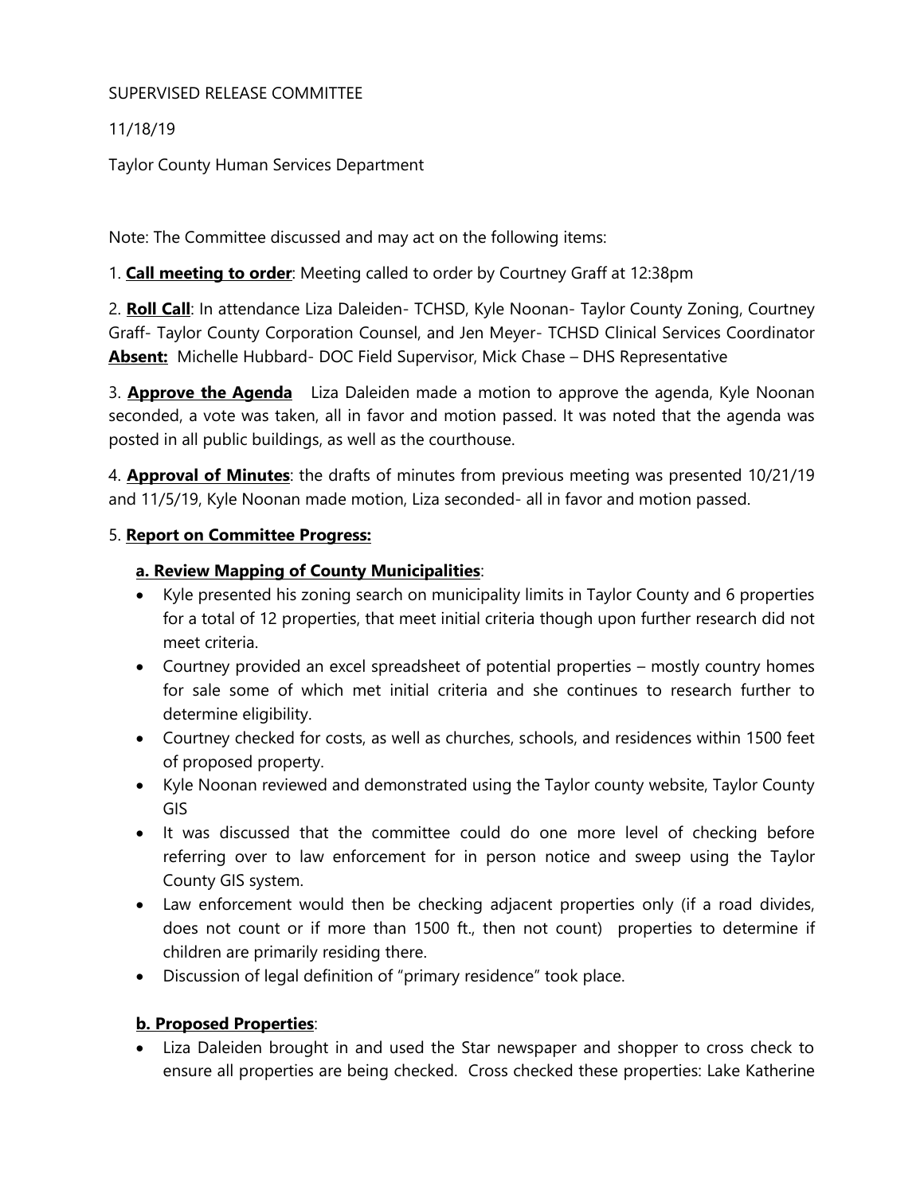SUPERVISED RELEASE COMMITTEE

11/18/19

Taylor County Human Services Department

Note: The Committee discussed and may act on the following items:

1. **Call meeting to order**: Meeting called to order by Courtney Graff at 12:38pm

2. **Roll Call**: In attendance Liza Daleiden- TCHSD, Kyle Noonan- Taylor County Zoning, Courtney Graff- Taylor County Corporation Counsel, and Jen Meyer- TCHSD Clinical Services Coordinator **Absent:** Michelle Hubbard- DOC Field Supervisor, Mick Chase – DHS Representative

3. **Approve the Agenda** Liza Daleiden made a motion to approve the agenda, Kyle Noonan seconded, a vote was taken, all in favor and motion passed. It was noted that the agenda was posted in all public buildings, as well as the courthouse.

4. **Approval of Minutes**: the drafts of minutes from previous meeting was presented 10/21/19 and 11/5/19, Kyle Noonan made motion, Liza seconded- all in favor and motion passed.

5. **Report on Committee Progress:**

**a. Review Mapping of County Municipalities**:

- Kyle presented his zoning search on municipality limits in Taylor County and 6 properties for a total of 12 properties, that meet initial criteria though upon further research did not meet criteria.
- Courtney provided an excel spreadsheet of potential properties – mostly country homes for sale some of which met initial criteria and she continues to research further to determine eligibility.
- Courtney checked for costs, as well as churches, schools, and residences within 1500 feet of proposed property.
- Kyle Noonan reviewed and demonstrated using the Taylor county website, Taylor County GIS
- It was discussed that the committee could do one more level of checking before referring over to law enforcement for in person notice and sweep using the Taylor County GIS system.
- Law enforcement would then be checking adjacent properties only (if a road divides, does not count or if more than 1500 ft., then not count) properties to determine if children are primarily residing there.
- Discussion of legal definition of "primary residence" took place.

**b. Proposed Properties**:

- Liza Daleiden brought in and used the Star newspaper and shopper to cross check to ensure all properties are being checked. Cross checked these properties: Lake Katherine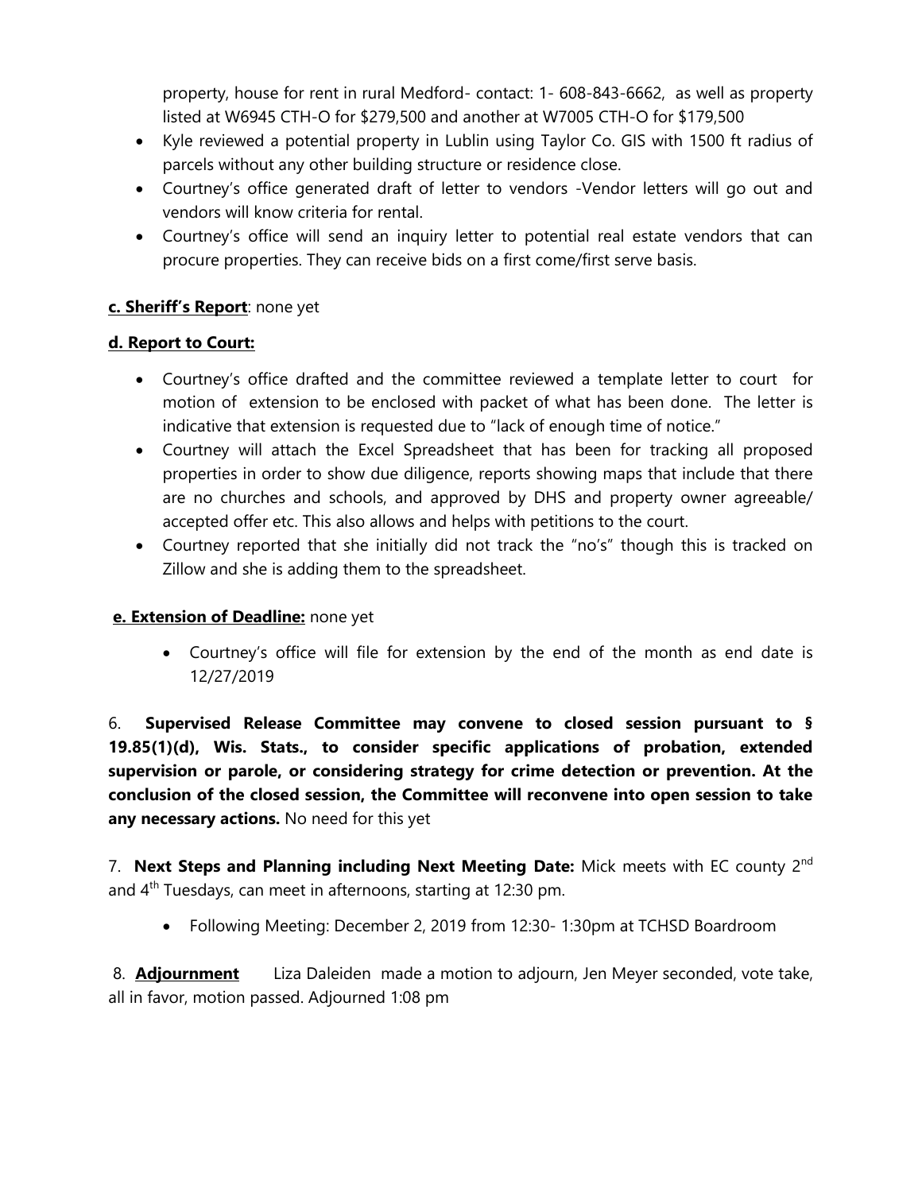property, house for rent in rural Medford- contact: 1- 608-843-6662, as well as property listed at W6945 CTH-O for $279,500 and another at W7005 CTH-O for $179,500

- Kyle reviewed a potential property in Lublin using Taylor Co. GIS with 1500 ft radius of parcels without any other building structure or residence close.
- Courtney's office generated draft of letter to vendors -Vendor letters will go out and vendors will know criteria for rental.
- Courtney's office will send an inquiry letter to potential real estate vendors that can procure properties. They can receive bids on a first come/first serve basis.

**c. Sheriff's Report**: none yet

**d. Report to Court:**

- Courtney's office drafted and the committee reviewed a template letter to court for motion of extension to be enclosed with packet of what has been done. The letter is indicative that extension is requested due to "lack of enough time of notice."
- Courtney will attach the Excel Spreadsheet that has been for tracking all proposed properties in order to show due diligence, reports showing maps that include that there are no churches and schools, and approved by DHS and property owner agreeable/ accepted offer etc. This also allows and helps with petitions to the court.
- Courtney reported that she initially did not track the "no's" though this is tracked on Zillow and she is adding them to the spreadsheet.

**e. Extension of Deadline:** none yet

- Courtney's office will file for extension by the end of the month as end date is 12/27/2019

6. **Supervised Release Committee may convene to closed session pursuant to § 19.85(1)(d), Wis. Stats., to consider specific applications of probation, extended supervision or parole, or considering strategy for crime detection or prevention. At the conclusion of the closed session, the Committee will reconvene into open session to take any necessary actions.** No need for this yet

7. **Next Steps and Planning including Next Meeting Date:** Mick meets with EC county 2nd and 4th Tuesdays, can meet in afternoons, starting at 12:30 pm.

- Following Meeting: December 2, 2019 from 12:30- 1:30pm at TCHSD Boardroom

8. **Adjournment** Liza Daleiden made a motion to adjourn, Jen Meyer seconded, vote take, all in favor, motion passed. Adjourned 1:08 pm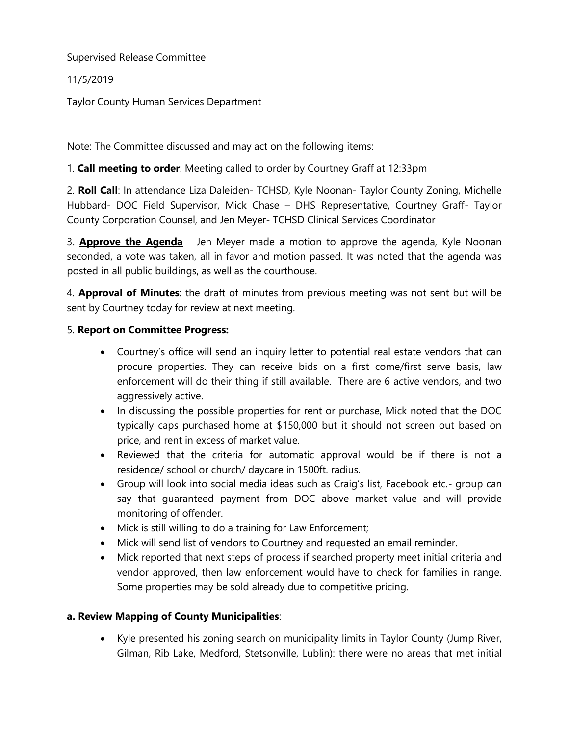Supervised Release Committee

11/5/2019

Taylor County Human Services Department

Note: The Committee discussed and may act on the following items:

1. **Call meeting to order**: Meeting called to order by Courtney Graff at 12:33pm

2. **Roll Call**: In attendance Liza Daleiden- TCHSD, Kyle Noonan- Taylor County Zoning, Michelle Hubbard- DOC Field Supervisor, Mick Chase – DHS Representative, Courtney Graff- Taylor County Corporation Counsel, and Jen Meyer- TCHSD Clinical Services Coordinator

3. **Approve the Agenda** Jen Meyer made a motion to approve the agenda, Kyle Noonan seconded, a vote was taken, all in favor and motion passed. It was noted that the agenda was posted in all public buildings, as well as the courthouse.

4. **Approval of Minutes**: the draft of minutes from previous meeting was not sent but will be sent by Courtney today for review at next meeting.

5. **Report on Committee Progress:**

- Courtney's office will send an inquiry letter to potential real estate vendors that can procure properties. They can receive bids on a first come/first serve basis, law enforcement will do their thing if still available. There are 6 active vendors, and two aggressively active.
- In discussing the possible properties for rent or purchase, Mick noted that the DOC typically caps purchased home at $150,000 but it should not screen out based on price, and rent in excess of market value.
- Reviewed that the criteria for automatic approval would be if there is not a residence/ school or church/ daycare in 1500ft. radius.
- Group will look into social media ideas such as Craig's list, Facebook etc.- group can say that guaranteed payment from DOC above market value and will provide monitoring of offender.
- Mick is still willing to do a training for Law Enforcement;
- Mick will send list of vendors to Courtney and requested an email reminder.
- Mick reported that next steps of process if searched property meet initial criteria and vendor approved, then law enforcement would have to check for families in range. Some properties may be sold already due to competitive pricing.

**a. Review Mapping of County Municipalities**:

- Kyle presented his zoning search on municipality limits in Taylor County (Jump River, Gilman, Rib Lake, Medford, Stetsonville, Lublin): there were no areas that met initial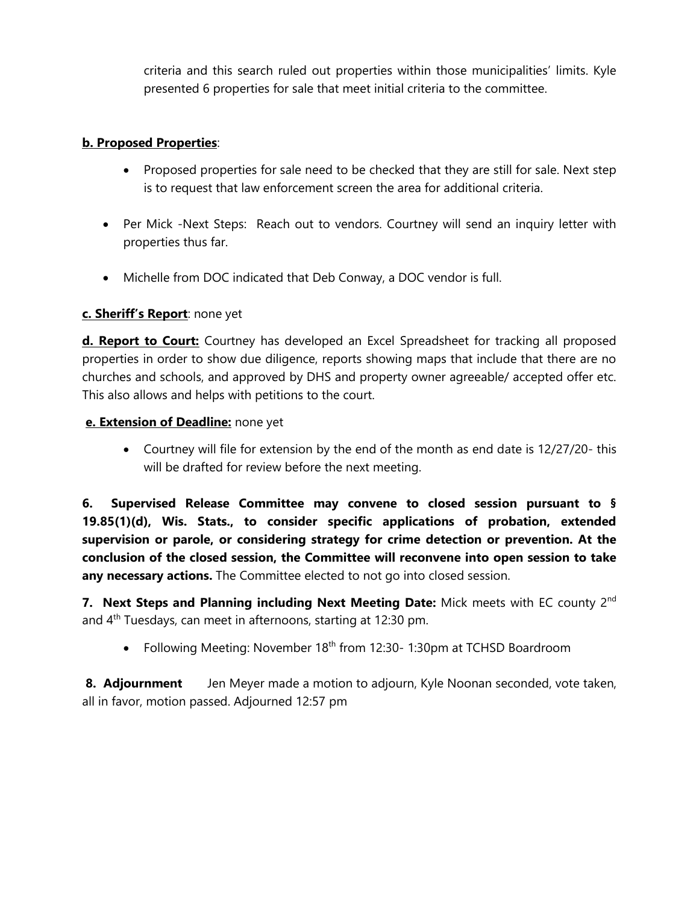criteria and this search ruled out properties within those municipalities' limits. Kyle presented 6 properties for sale that meet initial criteria to the committee.

**b. Proposed Properties**:

- Proposed properties for sale need to be checked that they are still for sale. Next step is to request that law enforcement screen the area for additional criteria.

- Per Mick -Next Steps: Reach out to vendors. Courtney will send an inquiry letter with properties thus far.

- Michelle from DOC indicated that Deb Conway, a DOC vendor is full.

**c. Sheriff's Report**: none yet

**d. Report to Court:** Courtney has developed an Excel Spreadsheet for tracking all proposed properties in order to show due diligence, reports showing maps that include that there are no churches and schools, and approved by DHS and property owner agreeable/ accepted offer etc. This also allows and helps with petitions to the court.

**e. Extension of Deadline:** none yet

- Courtney will file for extension by the end of the month as end date is 12/27/20- this will be drafted for review before the next meeting.

**6. Supervised Release Committee may convene to closed session pursuant to § 19.85(1)(d), Wis. Stats., to consider specific applications of probation, extended supervision or parole, or considering strategy for crime detection or prevention. At the conclusion of the closed session, the Committee will reconvene into open session to take any necessary actions.** The Committee elected to not go into closed session.

**7. Next Steps and Planning including Next Meeting Date:** Mick meets with EC county 2nd and 4th Tuesdays, can meet in afternoons, starting at 12:30 pm.

- Following Meeting: November 18th from 12:30- 1:30pm at TCHSD Boardroom

**8. Adjournment** Jen Meyer made a motion to adjourn, Kyle Noonan seconded, vote taken, all in favor, motion passed. Adjourned 12:57 pm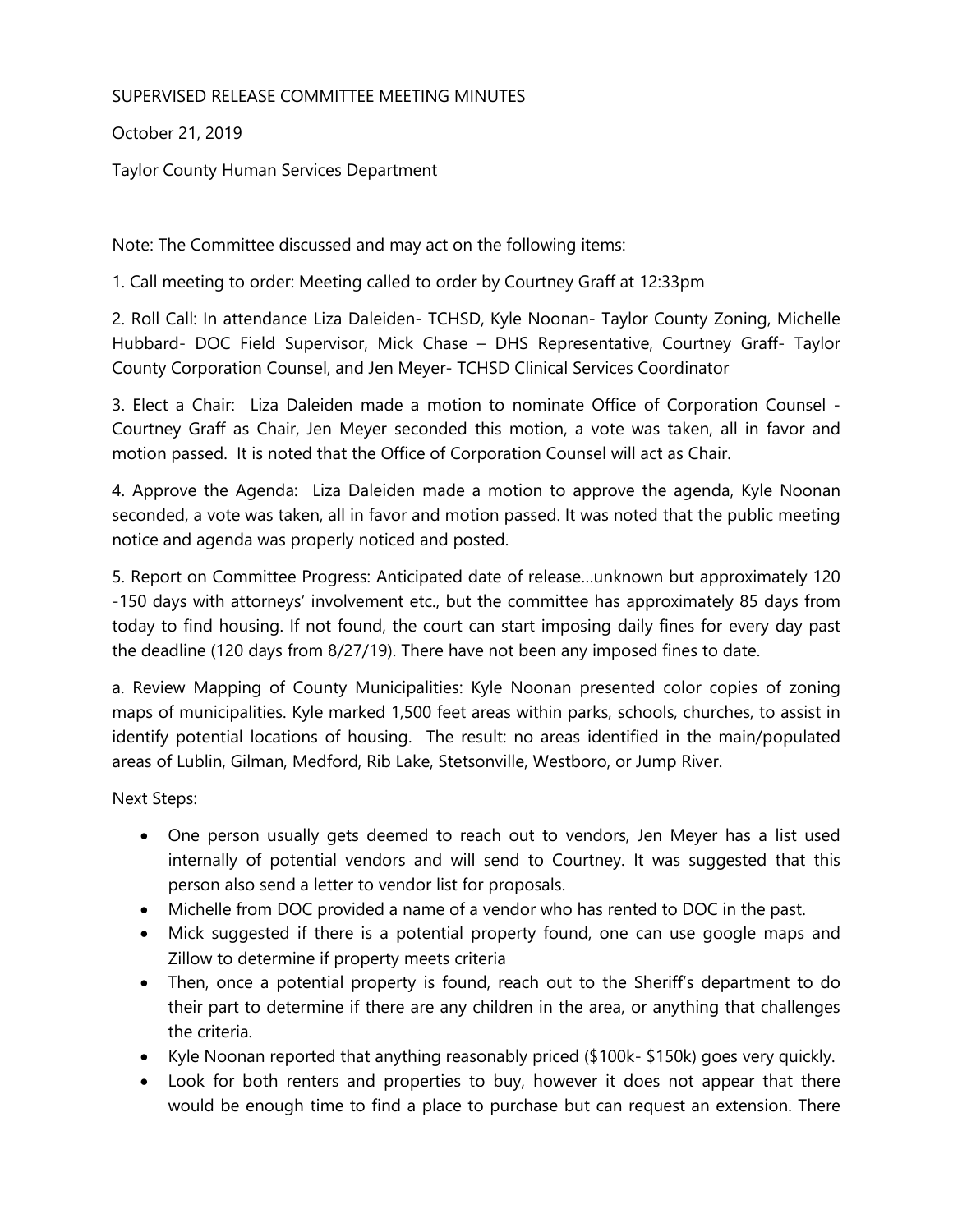SUPERVISED RELEASE COMMITTEE MEETING MINUTES

October 21, 2019

Taylor County Human Services Department

Note: The Committee discussed and may act on the following items:

1. Call meeting to order: Meeting called to order by Courtney Graff at 12:33pm

2. Roll Call: In attendance Liza Daleiden- TCHSD, Kyle Noonan- Taylor County Zoning, Michelle Hubbard- DOC Field Supervisor, Mick Chase – DHS Representative, Courtney Graff- Taylor County Corporation Counsel, and Jen Meyer- TCHSD Clinical Services Coordinator

3. Elect a Chair: Liza Daleiden made a motion to nominate Office of Corporation Counsel - Courtney Graff as Chair, Jen Meyer seconded this motion, a vote was taken, all in favor and motion passed. It is noted that the Office of Corporation Counsel will act as Chair.

4. Approve the Agenda: Liza Daleiden made a motion to approve the agenda, Kyle Noonan seconded, a vote was taken, all in favor and motion passed. It was noted that the public meeting notice and agenda was properly noticed and posted.

5. Report on Committee Progress: Anticipated date of release…unknown but approximately 120 -150 days with attorneys' involvement etc., but the committee has approximately 85 days from today to find housing. If not found, the court can start imposing daily fines for every day past the deadline (120 days from 8/27/19). There have not been any imposed fines to date.

a. Review Mapping of County Municipalities: Kyle Noonan presented color copies of zoning maps of municipalities. Kyle marked 1,500 feet areas within parks, schools, churches, to assist in identify potential locations of housing. The result: no areas identified in the main/populated areas of Lublin, Gilman, Medford, Rib Lake, Stetsonville, Westboro, or Jump River.

Next Steps:

- One person usually gets deemed to reach out to vendors, Jen Meyer has a list used internally of potential vendors and will send to Courtney. It was suggested that this person also send a letter to vendor list for proposals.
- Michelle from DOC provided a name of a vendor who has rented to DOC in the past.
- Mick suggested if there is a potential property found, one can use google maps and Zillow to determine if property meets criteria
- Then, once a potential property is found, reach out to the Sheriff's department to do their part to determine if there are any children in the area, or anything that challenges the criteria.
- Kyle Noonan reported that anything reasonably priced ($100k- $150k) goes very quickly.
- Look for both renters and properties to buy, however it does not appear that there would be enough time to find a place to purchase but can request an extension. There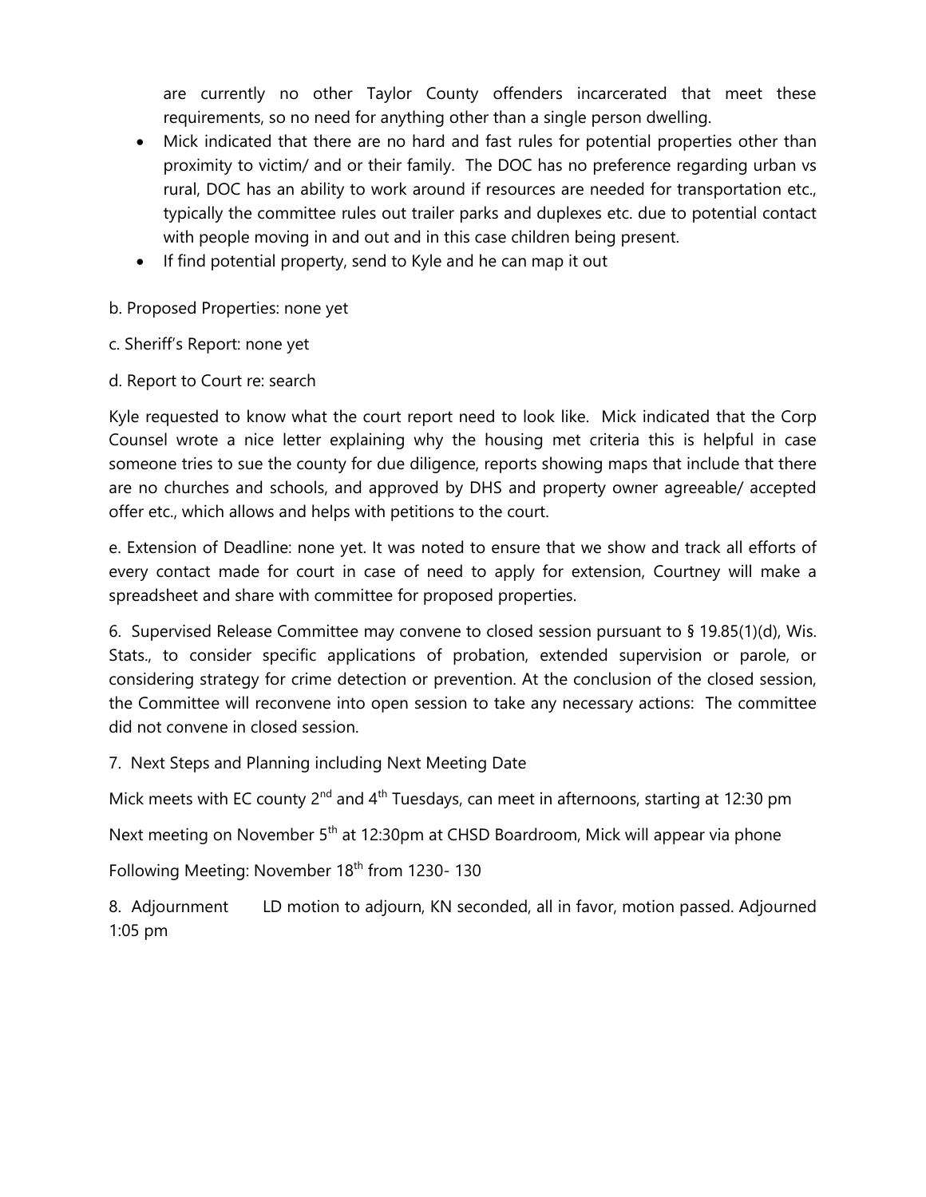are currently no other Taylor County offenders incarcerated that meet these requirements, so no need for anything other than a single person dwelling.

- Mick indicated that there are no hard and fast rules for potential properties other than proximity to victim/ and or their family. The DOC has no preference regarding urban vs rural, DOC has an ability to work around if resources are needed for transportation etc., typically the committee rules out trailer parks and duplexes etc. due to potential contact with people moving in and out and in this case children being present.
- If find potential property, send to Kyle and he can map it out

b. Proposed Properties: none yet

c. Sheriff's Report: none yet

d. Report to Court re: search

Kyle requested to know what the court report need to look like. Mick indicated that the Corp Counsel wrote a nice letter explaining why the housing met criteria this is helpful in case someone tries to sue the county for due diligence, reports showing maps that include that there are no churches and schools, and approved by DHS and property owner agreeable/ accepted offer etc., which allows and helps with petitions to the court.

e. Extension of Deadline: none yet. It was noted to ensure that we show and track all efforts of every contact made for court in case of need to apply for extension, Courtney will make a spreadsheet and share with committee for proposed properties.

6. Supervised Release Committee may convene to closed session pursuant to § 19.85(1)(d), Wis. Stats., to consider specific applications of probation, extended supervision or parole, or considering strategy for crime detection or prevention. At the conclusion of the closed session, the Committee will reconvene into open session to take any necessary actions: The committee did not convene in closed session.

7. Next Steps and Planning including Next Meeting Date

Mick meets with EC county 2nd and 4th Tuesdays, can meet in afternoons, starting at 12:30 pm

Next meeting on November 5th at 12:30pm at CHSD Boardroom, Mick will appear via phone

Following Meeting: November 18th from 1230- 130

8. Adjournment LD motion to adjourn, KN seconded, all in favor, motion passed. Adjourned 1:05 pm